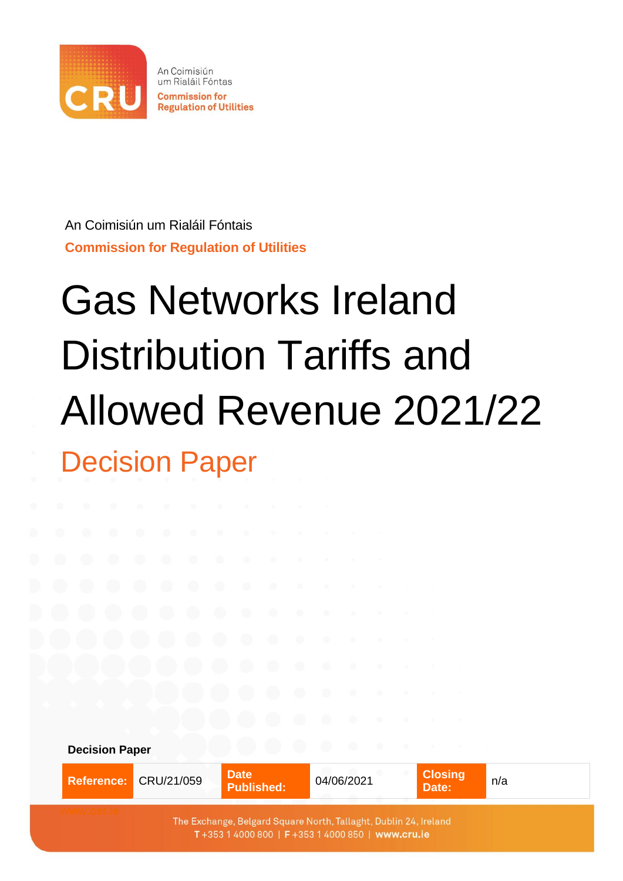An Coimisiún um Rialáil Fóntais

**Commission for Regulation of Utilities**

# Gas Networks Ireland Distribution Tariffs and Allowed Revenue 2021/22

## Decision Paper

**Decision Paper**

| Reference: | CRU/21/059 | Date Published: | 04/06/2021 | Closing Date: | n/a |
|---|---|---|---|---|---|

www.cru.ie

The Exchange, Belgard Square North, Tallaght, Dublin 24, Ireland
T +353 1 4000 800 | F +353 1 4000 850 | www.cru.ie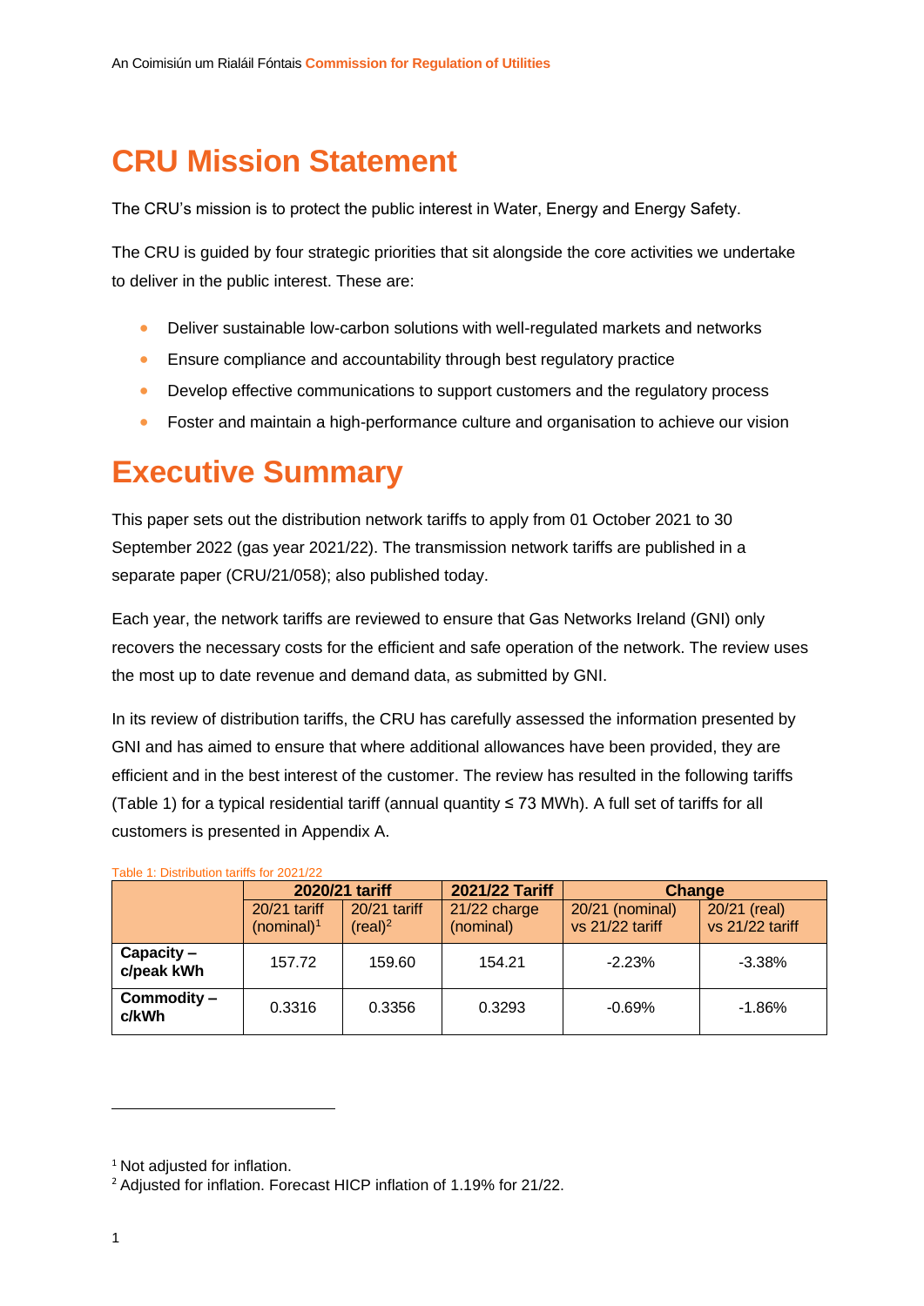# CRU Mission Statement

The CRU's mission is to protect the public interest in Water, Energy and Energy Safety.

The CRU is guided by four strategic priorities that sit alongside the core activities we undertake to deliver in the public interest. These are:

- Deliver sustainable low-carbon solutions with well-regulated markets and networks
- Ensure compliance and accountability through best regulatory practice
- Develop effective communications to support customers and the regulatory process
- Foster and maintain a high-performance culture and organisation to achieve our vision

# Executive Summary

This paper sets out the distribution network tariffs to apply from 01 October 2021 to 30 September 2022 (gas year 2021/22). The transmission network tariffs are published in a separate paper (CRU/21/058); also published today.

Each year, the network tariffs are reviewed to ensure that Gas Networks Ireland (GNI) only recovers the necessary costs for the efficient and safe operation of the network. The review uses the most up to date revenue and demand data, as submitted by GNI.

In its review of distribution tariffs, the CRU has carefully assessed the information presented by GNI and has aimed to ensure that where additional allowances have been provided, they are efficient and in the best interest of the customer. The review has resulted in the following tariffs (Table 1) for a typical residential tariff (annual quantity ≤ 73 MWh). A full set of tariffs for all customers is presented in Appendix A.

Table 1: Distribution tariffs for 2021/22

| | 2020/21 tariff | | 2021/22 Tariff | Change | |
|---|---|---|---|---|---|
| | 20/21 tariff (nominal)[1] | 20/21 tariff (real)[2] | 21/22 charge (nominal) | 20/21 (nominal) vs 21/22 tariff | 20/21 (real) vs 21/22 tariff |
| **Capacity – c/peak kWh** | 157.72 | 159.60 | 154.21 | -2.23% | -3.38% |
| **Commodity – c/kWh** | 0.3316 | 0.3356 | 0.3293 | -0.69% | -1.86% |

[1] Not adjusted for inflation.

[2] Adjusted for inflation. Forecast HICP inflation of 1.19% for 21/22.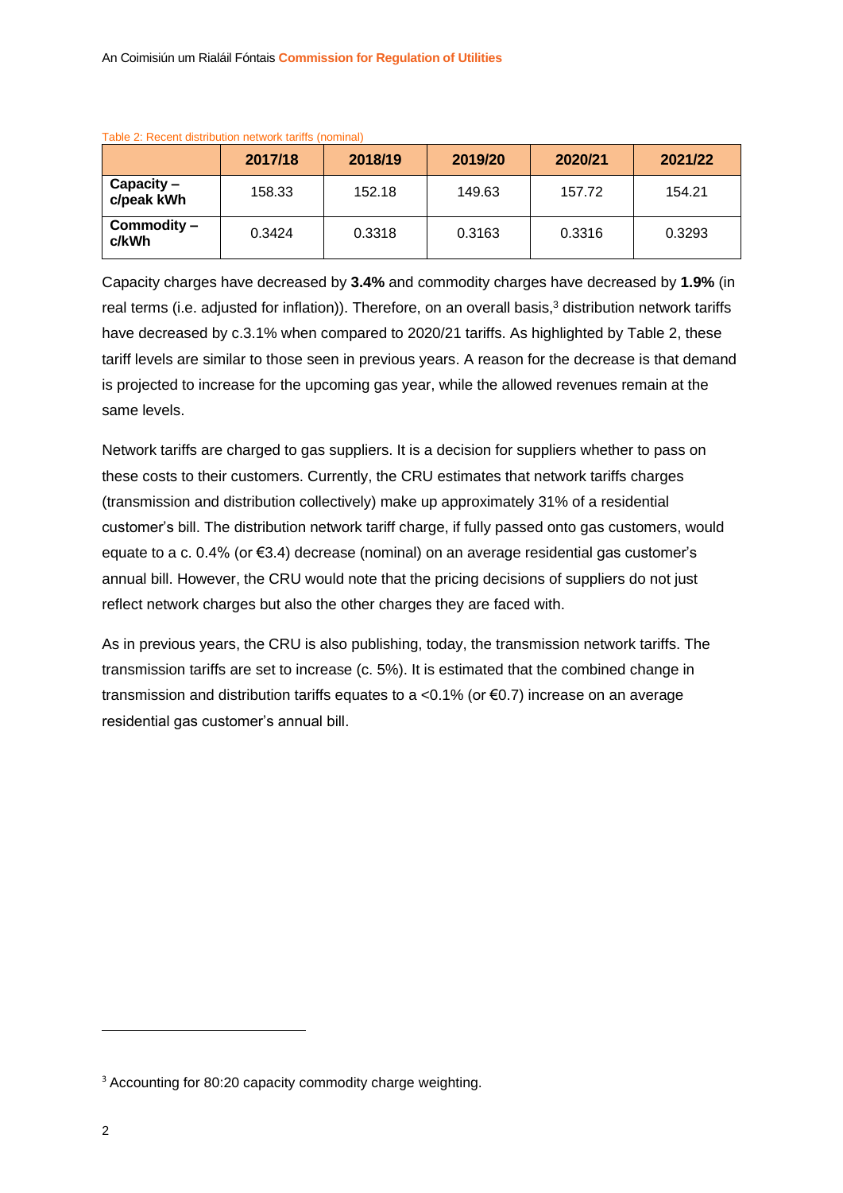Table 2: Recent distribution network tariffs (nominal)

| | 2017/18 | 2018/19 | 2019/20 | 2020/21 | 2021/22 |
|---|---|---|---|---|---|
| **Capacity – c/peak kWh** | 158.33 | 152.18 | 149.63 | 157.72 | 154.21 |
| **Commodity – c/kWh** | 0.3424 | 0.3318 | 0.3163 | 0.3316 | 0.3293 |

Capacity charges have decreased by **3.4%** and commodity charges have decreased by **1.9%** (in real terms (i.e. adjusted for inflation)). Therefore, on an overall basis,[3] distribution network tariffs have decreased by c.3.1% when compared to 2020/21 tariffs. As highlighted by Table 2, these tariff levels are similar to those seen in previous years. A reason for the decrease is that demand is projected to increase for the upcoming gas year, while the allowed revenues remain at the same levels.

Network tariffs are charged to gas suppliers. It is a decision for suppliers whether to pass on these costs to their customers. Currently, the CRU estimates that network tariffs charges (transmission and distribution collectively) make up approximately 31% of a residential customer's bill. The distribution network tariff charge, if fully passed onto gas customers, would equate to a c. 0.4% (or €3.4) decrease (nominal) on an average residential gas customer's annual bill. However, the CRU would note that the pricing decisions of suppliers do not just reflect network charges but also the other charges they are faced with.

As in previous years, the CRU is also publishing, today, the transmission network tariffs. The transmission tariffs are set to increase (c. 5%). It is estimated that the combined change in transmission and distribution tariffs equates to a <0.1% (or €0.7) increase on an average residential gas customer's annual bill.

[3] Accounting for 80:20 capacity commodity charge weighting.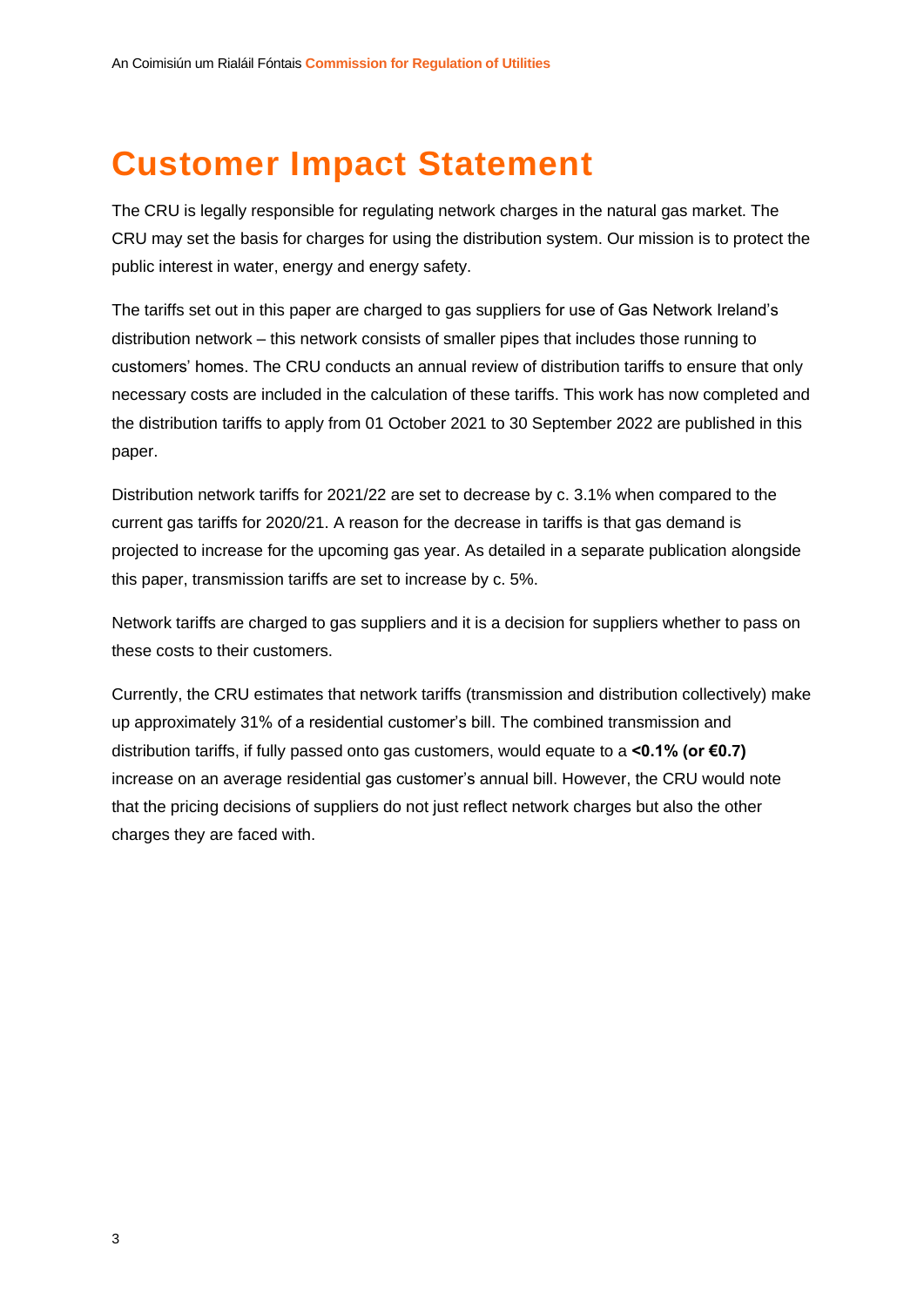# Customer Impact Statement

The CRU is legally responsible for regulating network charges in the natural gas market. The CRU may set the basis for charges for using the distribution system. Our mission is to protect the public interest in water, energy and energy safety.

The tariffs set out in this paper are charged to gas suppliers for use of Gas Network Ireland's distribution network – this network consists of smaller pipes that includes those running to customers' homes. The CRU conducts an annual review of distribution tariffs to ensure that only necessary costs are included in the calculation of these tariffs. This work has now completed and the distribution tariffs to apply from 01 October 2021 to 30 September 2022 are published in this paper.

Distribution network tariffs for 2021/22 are set to decrease by c. 3.1% when compared to the current gas tariffs for 2020/21. A reason for the decrease in tariffs is that gas demand is projected to increase for the upcoming gas year. As detailed in a separate publication alongside this paper, transmission tariffs are set to increase by c. 5%.

Network tariffs are charged to gas suppliers and it is a decision for suppliers whether to pass on these costs to their customers.

Currently, the CRU estimates that network tariffs (transmission and distribution collectively) make up approximately 31% of a residential customer's bill. The combined transmission and distribution tariffs, if fully passed onto gas customers, would equate to a **<0.1% (or €0.7)** increase on an average residential gas customer's annual bill. However, the CRU would note that the pricing decisions of suppliers do not just reflect network charges but also the other charges they are faced with.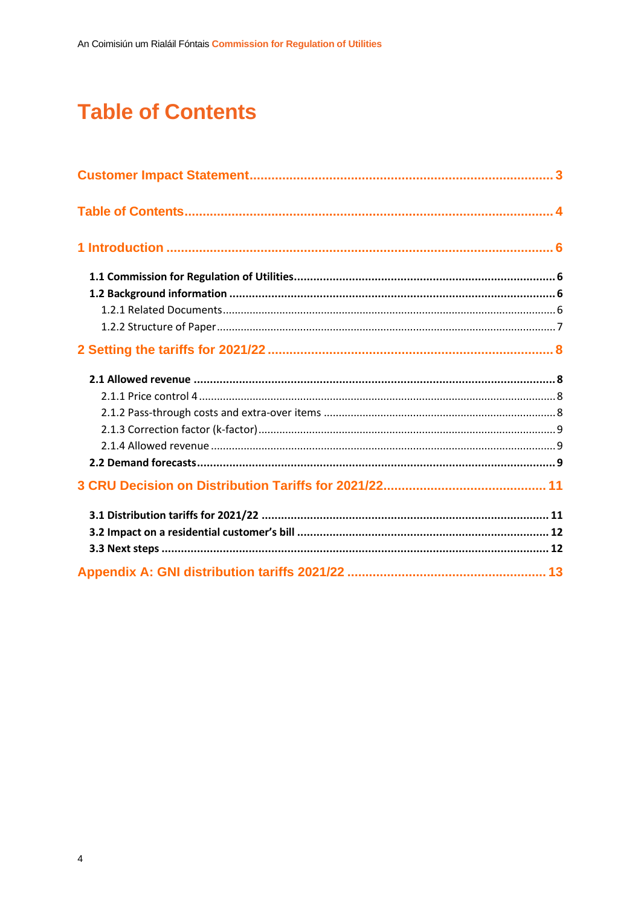# Table of Contents

**Customer Impact Statement** .................................................................................... 3

**Table of Contents** ..................................................................................................... 4

**1 Introduction** ........................................................................................................... 6

- **1.1 Commission for Regulation of Utilities** ................................................................. 6
- **1.2 Background information** ..................................................................................... 6
  - 1.2.1 Related Documents ............................................................................................ 6
  - 1.2.2 Structure of Paper .............................................................................................. 7

**2 Setting the tariffs for 2021/22** ................................................................................ 8

- **2.1 Allowed revenue** ................................................................................................. 8
  - 2.1.1 Price control 4 ..................................................................................................... 8
  - 2.1.2 Pass-through costs and extra-over items ............................................................ 8
  - 2.1.3 Correction factor (k-factor) .................................................................................. 9
  - 2.1.4 Allowed revenue ................................................................................................. 9
- **2.2 Demand forecasts** ............................................................................................... 9

**3 CRU Decision on Distribution Tariffs for 2021/22** .................................................. 11

- **3.1 Distribution tariffs for 2021/22** ......................................................................... 11
- **3.2 Impact on a residential customer's bill** ............................................................. 12
- **3.3 Next steps** .......................................................................................................... 12

**Appendix A: GNI distribution tariffs 2021/22** ........................................................... 13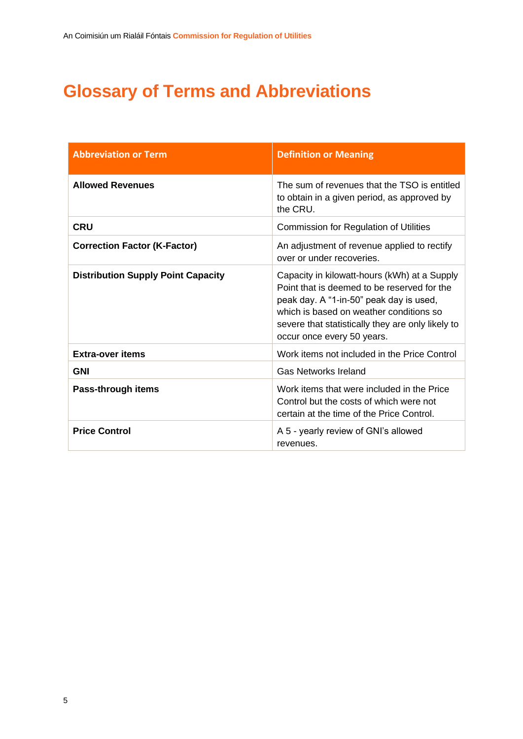# Glossary of Terms and Abbreviations

| Abbreviation or Term | Definition or Meaning |
| --- | --- |
| **Allowed Revenues** | The sum of revenues that the TSO is entitled to obtain in a given period, as approved by the CRU. |
| **CRU** | Commission for Regulation of Utilities |
| **Correction Factor (K-Factor)** | An adjustment of revenue applied to rectify over or under recoveries. |
| **Distribution Supply Point Capacity** | Capacity in kilowatt-hours (kWh) at a Supply Point that is deemed to be reserved for the peak day. A “1-in-50” peak day is used, which is based on weather conditions so severe that statistically they are only likely to occur once every 50 years. |
| **Extra-over items** | Work items not included in the Price Control |
| **GNI** | Gas Networks Ireland |
| **Pass-through items** | Work items that were included in the Price Control but the costs of which were not certain at the time of the Price Control. |
| **Price Control** | A 5 - yearly review of GNI’s allowed revenues. |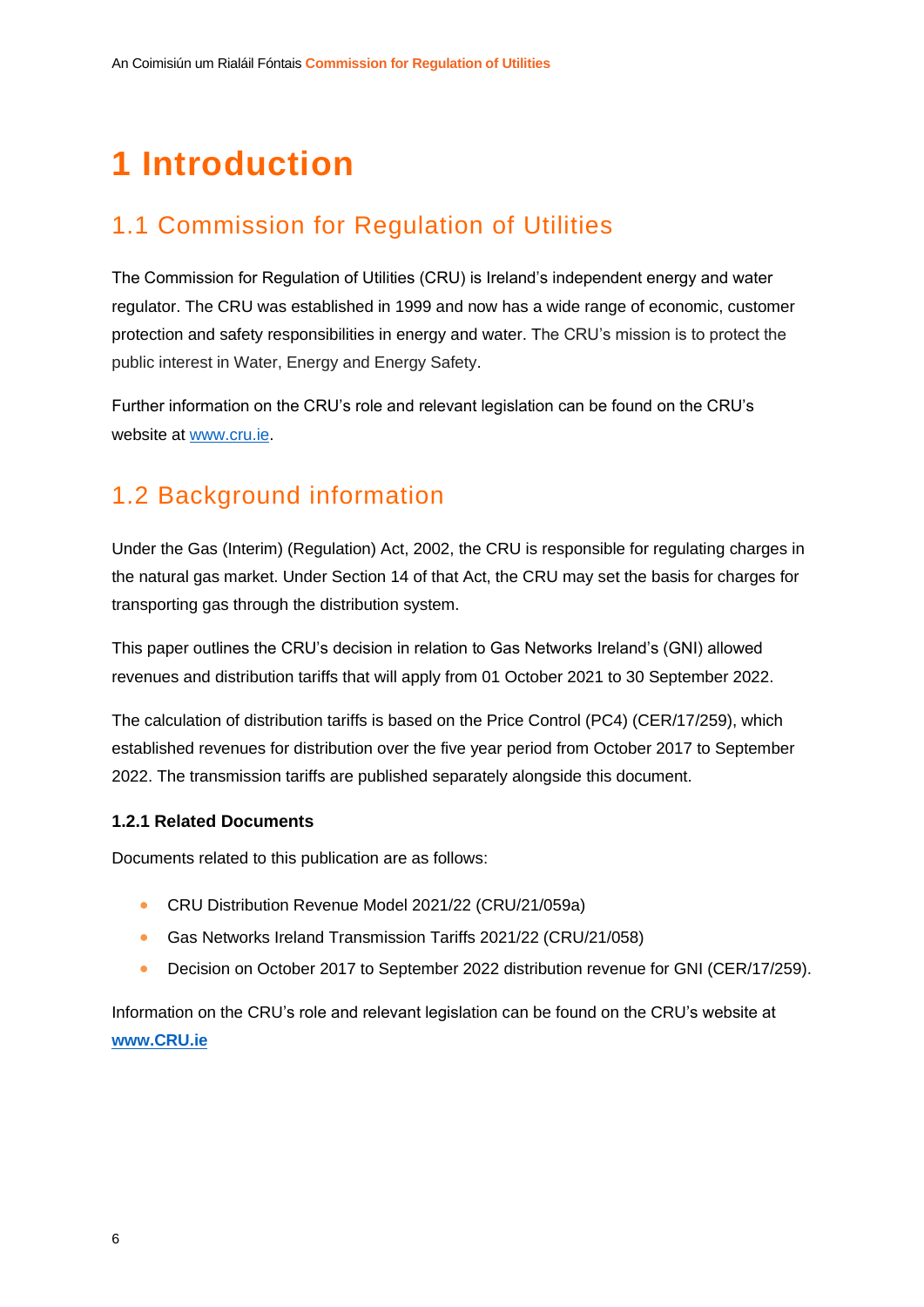# 1 Introduction

## 1.1 Commission for Regulation of Utilities

The Commission for Regulation of Utilities (CRU) is Ireland's independent energy and water regulator. The CRU was established in 1999 and now has a wide range of economic, customer protection and safety responsibilities in energy and water. The CRU's mission is to protect the public interest in Water, Energy and Energy Safety.

Further information on the CRU's role and relevant legislation can be found on the CRU's website at www.cru.ie.

## 1.2 Background information

Under the Gas (Interim) (Regulation) Act, 2002, the CRU is responsible for regulating charges in the natural gas market. Under Section 14 of that Act, the CRU may set the basis for charges for transporting gas through the distribution system.

This paper outlines the CRU's decision in relation to Gas Networks Ireland's (GNI) allowed revenues and distribution tariffs that will apply from 01 October 2021 to 30 September 2022.

The calculation of distribution tariffs is based on the Price Control (PC4) (CER/17/259), which established revenues for distribution over the five year period from October 2017 to September 2022. The transmission tariffs are published separately alongside this document.

### 1.2.1 Related Documents

Documents related to this publication are as follows:

- CRU Distribution Revenue Model 2021/22 (CRU/21/059a)
- Gas Networks Ireland Transmission Tariffs 2021/22 (CRU/21/058)
- Decision on October 2017 to September 2022 distribution revenue for GNI (CER/17/259).

Information on the CRU's role and relevant legislation can be found on the CRU's website at **www.CRU.ie**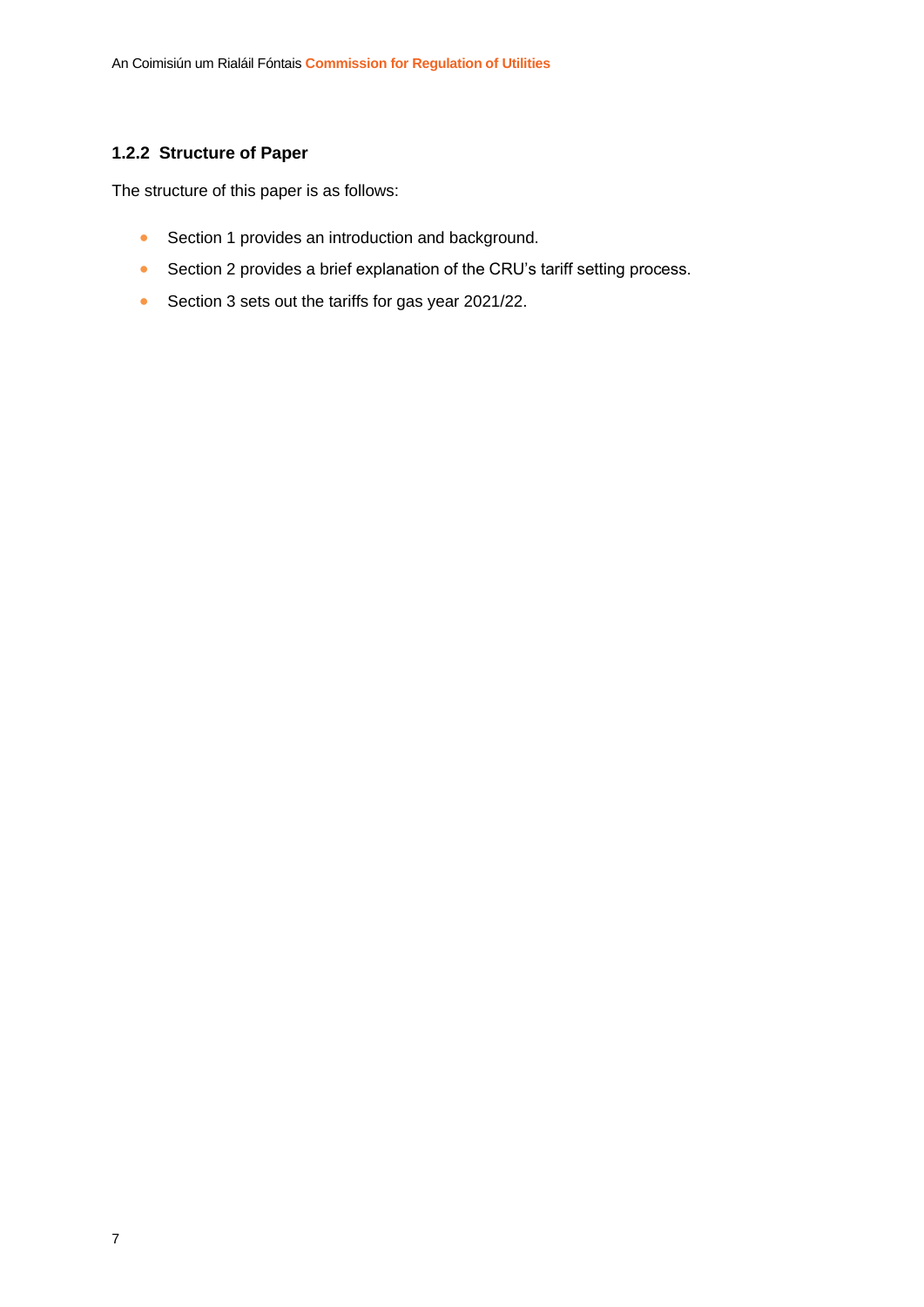### 1.2.2 Structure of Paper

The structure of this paper is as follows:

- Section 1 provides an introduction and background.
- Section 2 provides a brief explanation of the CRU's tariff setting process.
- Section 3 sets out the tariffs for gas year 2021/22.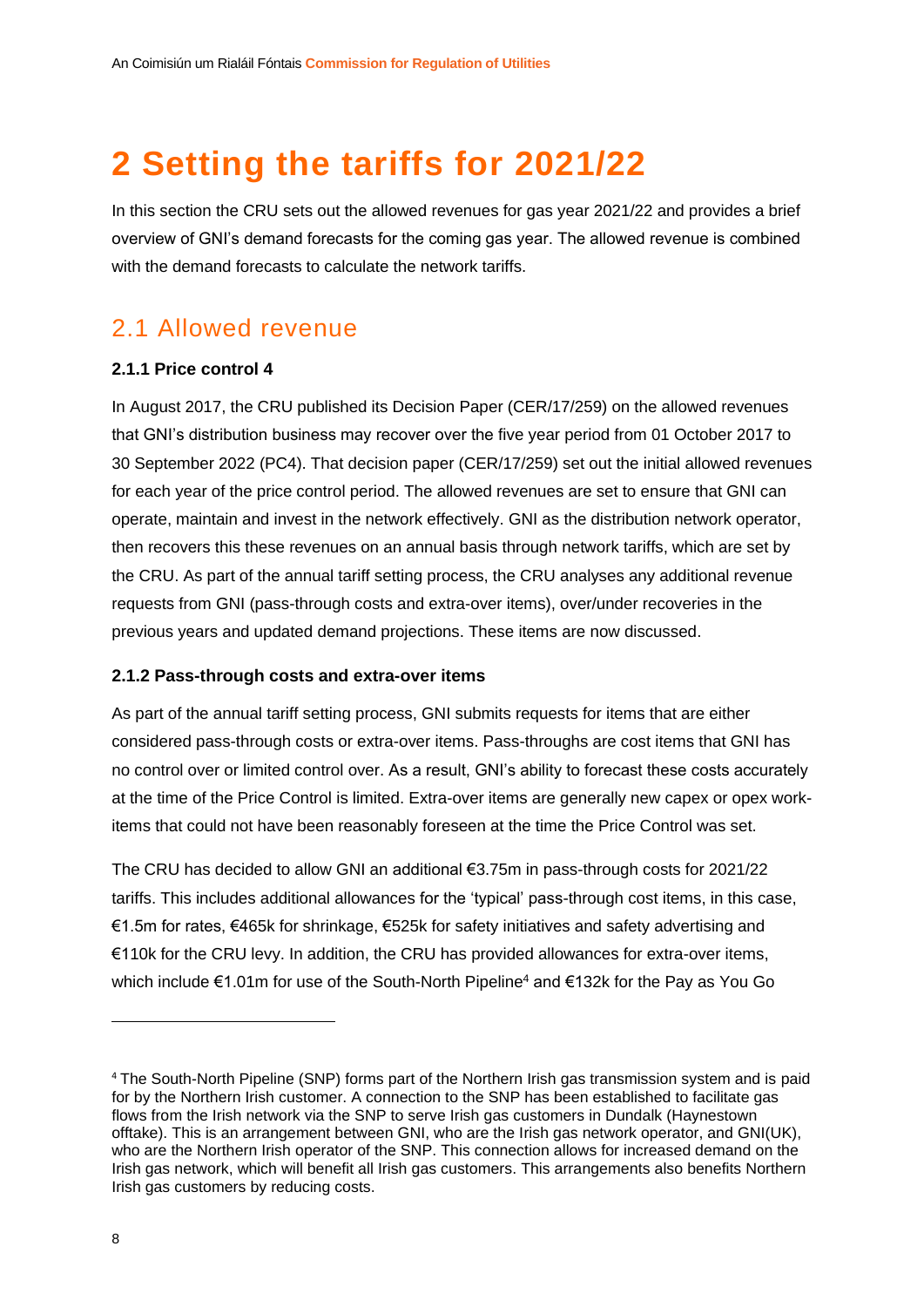# 2 Setting the tariffs for 2021/22

In this section the CRU sets out the allowed revenues for gas year 2021/22 and provides a brief overview of GNI's demand forecasts for the coming gas year. The allowed revenue is combined with the demand forecasts to calculate the network tariffs.

## 2.1 Allowed revenue

### 2.1.1 Price control 4

In August 2017, the CRU published its Decision Paper (CER/17/259) on the allowed revenues that GNI's distribution business may recover over the five year period from 01 October 2017 to 30 September 2022 (PC4). That decision paper (CER/17/259) set out the initial allowed revenues for each year of the price control period. The allowed revenues are set to ensure that GNI can operate, maintain and invest in the network effectively. GNI as the distribution network operator, then recovers this these revenues on an annual basis through network tariffs, which are set by the CRU. As part of the annual tariff setting process, the CRU analyses any additional revenue requests from GNI (pass-through costs and extra-over items), over/under recoveries in the previous years and updated demand projections. These items are now discussed.

### 2.1.2 Pass-through costs and extra-over items

As part of the annual tariff setting process, GNI submits requests for items that are either considered pass-through costs or extra-over items. Pass-throughs are cost items that GNI has no control over or limited control over. As a result, GNI's ability to forecast these costs accurately at the time of the Price Control is limited. Extra-over items are generally new capex or opex work-items that could not have been reasonably foreseen at the time the Price Control was set.

The CRU has decided to allow GNI an additional €3.75m in pass-through costs for 2021/22 tariffs. This includes additional allowances for the 'typical' pass-through cost items, in this case, €1.5m for rates, €465k for shrinkage, €525k for safety initiatives and safety advertising and €110k for the CRU levy. In addition, the CRU has provided allowances for extra-over items, which include €1.01m for use of the South-North Pipeline[4] and €132k for the Pay as You Go

[4] The South-North Pipeline (SNP) forms part of the Northern Irish gas transmission system and is paid for by the Northern Irish customer. A connection to the SNP has been established to facilitate gas flows from the Irish network via the SNP to serve Irish gas customers in Dundalk (Haynestown offtake). This is an arrangement between GNI, who are the Irish gas network operator, and GNI(UK), who are the Northern Irish operator of the SNP. This connection allows for increased demand on the Irish gas network, which will benefit all Irish gas customers. This arrangements also benefits Northern Irish gas customers by reducing costs.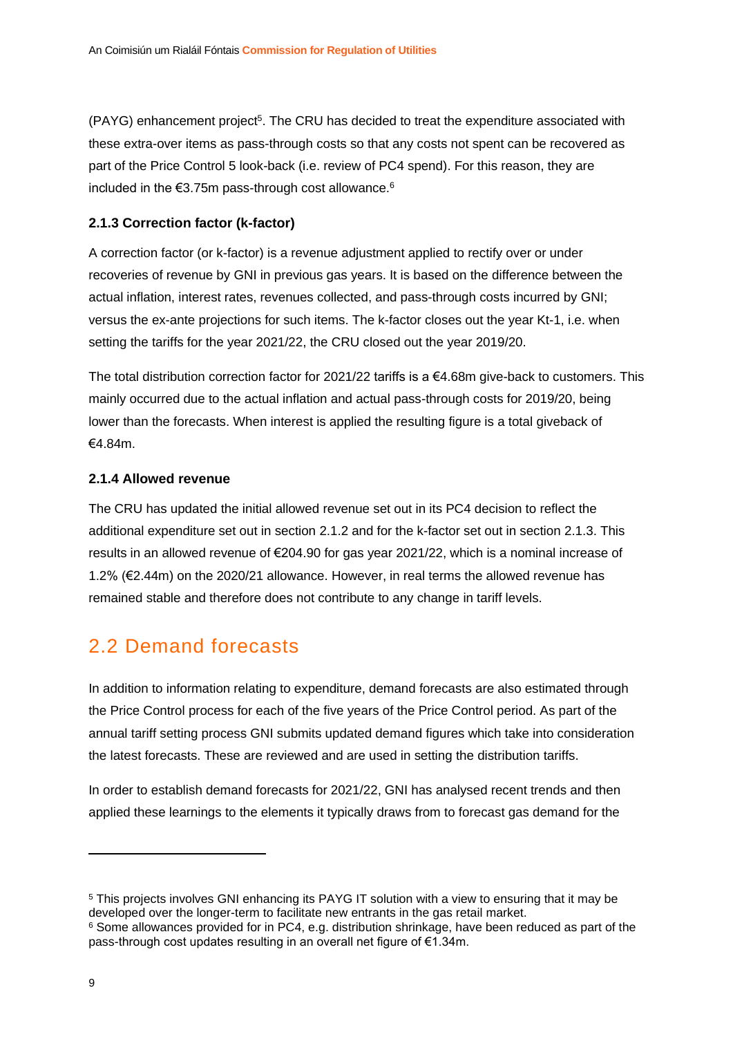(PAYG) enhancement project[5]. The CRU has decided to treat the expenditure associated with these extra-over items as pass-through costs so that any costs not spent can be recovered as part of the Price Control 5 look-back (i.e. review of PC4 spend). For this reason, they are included in the €3.75m pass-through cost allowance.[6]

### 2.1.3 Correction factor (k-factor)

A correction factor (or k-factor) is a revenue adjustment applied to rectify over or under recoveries of revenue by GNI in previous gas years. It is based on the difference between the actual inflation, interest rates, revenues collected, and pass-through costs incurred by GNI; versus the ex-ante projections for such items. The k-factor closes out the year Kt-1, i.e. when setting the tariffs for the year 2021/22, the CRU closed out the year 2019/20.

The total distribution correction factor for 2021/22 tariffs is a €4.68m give-back to customers. This mainly occurred due to the actual inflation and actual pass-through costs for 2019/20, being lower than the forecasts. When interest is applied the resulting figure is a total giveback of €4.84m.

### 2.1.4 Allowed revenue

The CRU has updated the initial allowed revenue set out in its PC4 decision to reflect the additional expenditure set out in section 2.1.2 and for the k-factor set out in section 2.1.3. This results in an allowed revenue of €204.90 for gas year 2021/22, which is a nominal increase of 1.2% (€2.44m) on the 2020/21 allowance. However, in real terms the allowed revenue has remained stable and therefore does not contribute to any change in tariff levels.

## 2.2 Demand forecasts

In addition to information relating to expenditure, demand forecasts are also estimated through the Price Control process for each of the five years of the Price Control period. As part of the annual tariff setting process GNI submits updated demand figures which take into consideration the latest forecasts. These are reviewed and are used in setting the distribution tariffs.

In order to establish demand forecasts for 2021/22, GNI has analysed recent trends and then applied these learnings to the elements it typically draws from to forecast gas demand for the

---

[5] This projects involves GNI enhancing its PAYG IT solution with a view to ensuring that it may be developed over the longer-term to facilitate new entrants in the gas retail market.

[6] Some allowances provided for in PC4, e.g. distribution shrinkage, have been reduced as part of the pass-through cost updates resulting in an overall net figure of €1.34m.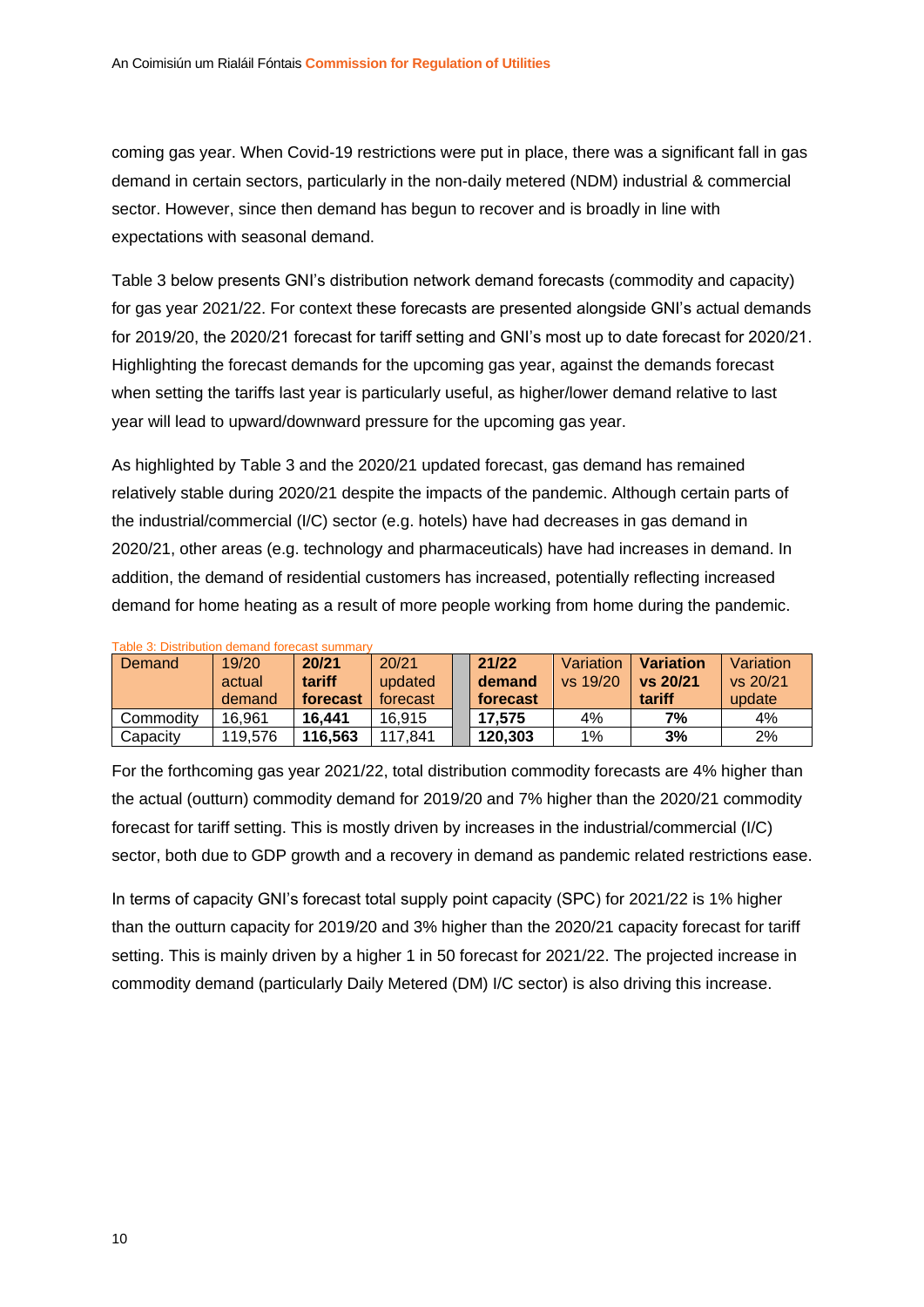coming gas year. When Covid-19 restrictions were put in place, there was a significant fall in gas demand in certain sectors, particularly in the non-daily metered (NDM) industrial & commercial sector. However, since then demand has begun to recover and is broadly in line with expectations with seasonal demand.

Table 3 below presents GNI's distribution network demand forecasts (commodity and capacity) for gas year 2021/22. For context these forecasts are presented alongside GNI's actual demands for 2019/20, the 2020/21 forecast for tariff setting and GNI's most up to date forecast for 2020/21. Highlighting the forecast demands for the upcoming gas year, against the demands forecast when setting the tariffs last year is particularly useful, as higher/lower demand relative to last year will lead to upward/downward pressure for the upcoming gas year.

As highlighted by Table 3 and the 2020/21 updated forecast, gas demand has remained relatively stable during 2020/21 despite the impacts of the pandemic. Although certain parts of the industrial/commercial (I/C) sector (e.g. hotels) have had decreases in gas demand in 2020/21, other areas (e.g. technology and pharmaceuticals) have had increases in demand. In addition, the demand of residential customers has increased, potentially reflecting increased demand for home heating as a result of more people working from home during the pandemic.

Table 3: Distribution demand forecast summary

| Demand | 19/20 actual demand | **20/21 tariff forecast** | 20/21 updated forecast | | **21/22 demand forecast** | Variation vs 19/20 | **Variation vs 20/21 tariff** | Variation vs 20/21 update |
|---|---|---|---|---|---|---|---|---|
| Commodity | 16,961 | **16,441** | 16,915 | | **17,575** | 4% | **7%** | 4% |
| Capacity | 119,576 | **116,563** | 117,841 | | **120,303** | 1% | **3%** | 2% |

For the forthcoming gas year 2021/22, total distribution commodity forecasts are 4% higher than the actual (outturn) commodity demand for 2019/20 and 7% higher than the 2020/21 commodity forecast for tariff setting. This is mostly driven by increases in the industrial/commercial (I/C) sector, both due to GDP growth and a recovery in demand as pandemic related restrictions ease.

In terms of capacity GNI's forecast total supply point capacity (SPC) for 2021/22 is 1% higher than the outturn capacity for 2019/20 and 3% higher than the 2020/21 capacity forecast for tariff setting. This is mainly driven by a higher 1 in 50 forecast for 2021/22. The projected increase in commodity demand (particularly Daily Metered (DM) I/C sector) is also driving this increase.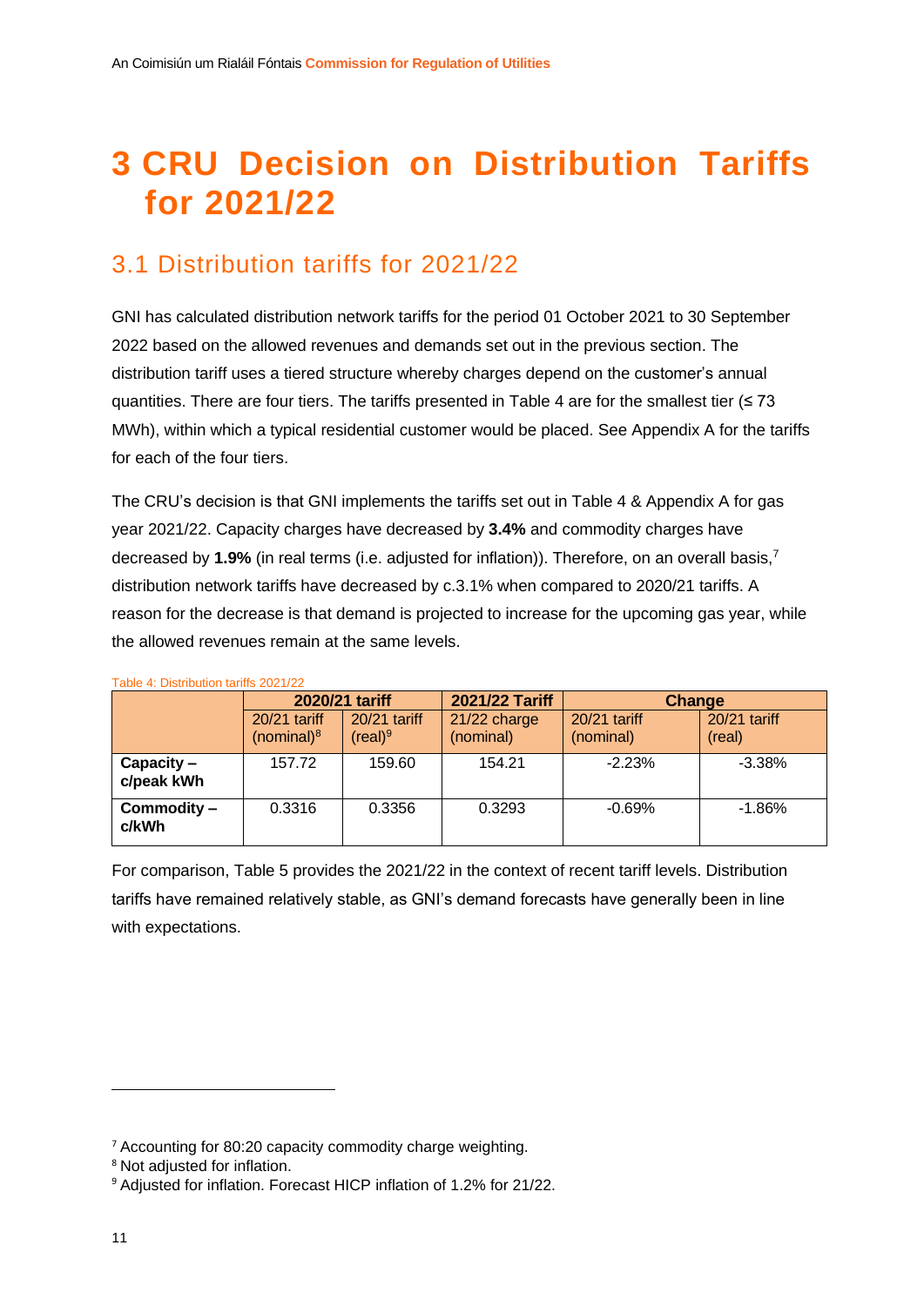# 3 CRU Decision on Distribution Tariffs for 2021/22

## 3.1 Distribution tariffs for 2021/22

GNI has calculated distribution network tariffs for the period 01 October 2021 to 30 September 2022 based on the allowed revenues and demands set out in the previous section. The distribution tariff uses a tiered structure whereby charges depend on the customer's annual quantities. There are four tiers. The tariffs presented in Table 4 are for the smallest tier (≤ 73 MWh), within which a typical residential customer would be placed. See Appendix A for the tariffs for each of the four tiers.

The CRU's decision is that GNI implements the tariffs set out in Table 4 & Appendix A for gas year 2021/22. Capacity charges have decreased by **3.4%** and commodity charges have decreased by **1.9%** (in real terms (i.e. adjusted for inflation)). Therefore, on an overall basis,[7] distribution network tariffs have decreased by c.3.1% when compared to 2020/21 tariffs. A reason for the decrease is that demand is projected to increase for the upcoming gas year, while the allowed revenues remain at the same levels.

Table 4: Distribution tariffs 2021/22

| | 2020/21 tariff | | 2021/22 Tariff | Change | |
|---|---|---|---|---|---|
| | 20/21 tariff (nominal)[8] | 20/21 tariff (real)[9] | 21/22 charge (nominal) | 20/21 tariff (nominal) | 20/21 tariff (real) |
| **Capacity – c/peak kWh** | 157.72 | 159.60 | 154.21 | -2.23% | -3.38% |
| **Commodity – c/kWh** | 0.3316 | 0.3356 | 0.3293 | -0.69% | -1.86% |

For comparison, Table 5 provides the 2021/22 in the context of recent tariff levels. Distribution tariffs have remained relatively stable, as GNI's demand forecasts have generally been in line with expectations.

---

[7] Accounting for 80:20 capacity commodity charge weighting.
[8] Not adjusted for inflation.
[9] Adjusted for inflation. Forecast HICP inflation of 1.2% for 21/22.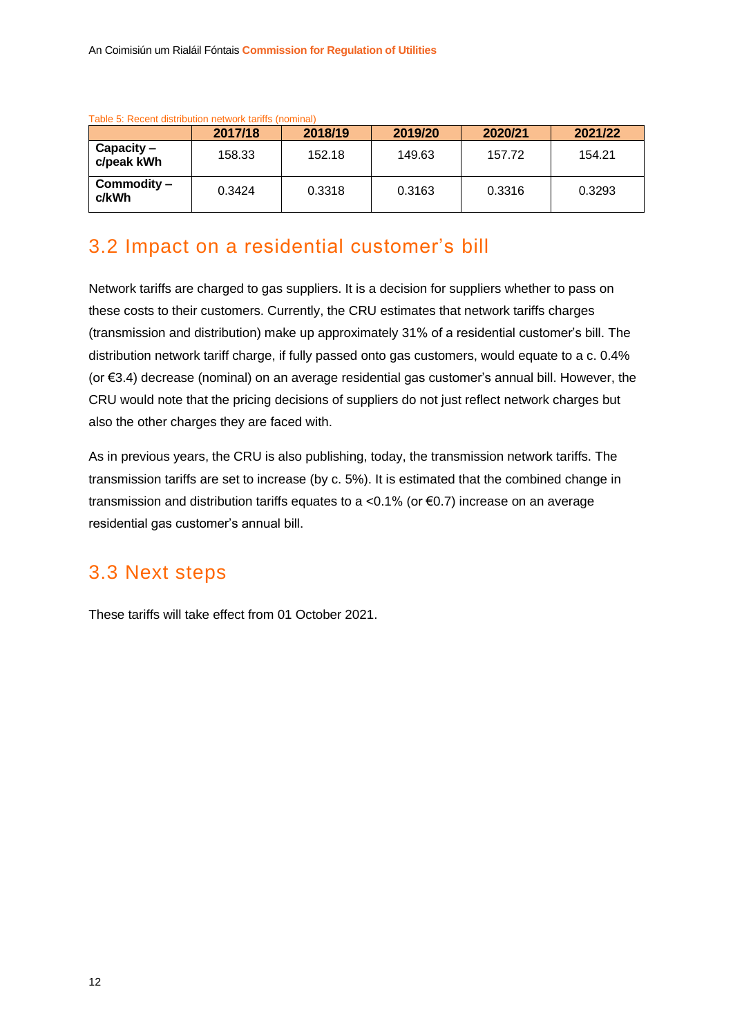Table 5: Recent distribution network tariffs (nominal)

| | 2017/18 | 2018/19 | 2019/20 | 2020/21 | 2021/22 |
|---|---|---|---|---|---|
| **Capacity – c/peak kWh** | 158.33 | 152.18 | 149.63 | 157.72 | 154.21 |
| **Commodity – c/kWh** | 0.3424 | 0.3318 | 0.3163 | 0.3316 | 0.3293 |

## 3.2 Impact on a residential customer's bill

Network tariffs are charged to gas suppliers. It is a decision for suppliers whether to pass on these costs to their customers. Currently, the CRU estimates that network tariffs charges (transmission and distribution) make up approximately 31% of a residential customer's bill. The distribution network tariff charge, if fully passed onto gas customers, would equate to a c. 0.4% (or €3.4) decrease (nominal) on an average residential gas customer's annual bill. However, the CRU would note that the pricing decisions of suppliers do not just reflect network charges but also the other charges they are faced with.

As in previous years, the CRU is also publishing, today, the transmission network tariffs. The transmission tariffs are set to increase (by c. 5%). It is estimated that the combined change in transmission and distribution tariffs equates to a <0.1% (or €0.7) increase on an average residential gas customer's annual bill.

## 3.3 Next steps

These tariffs will take effect from 01 October 2021.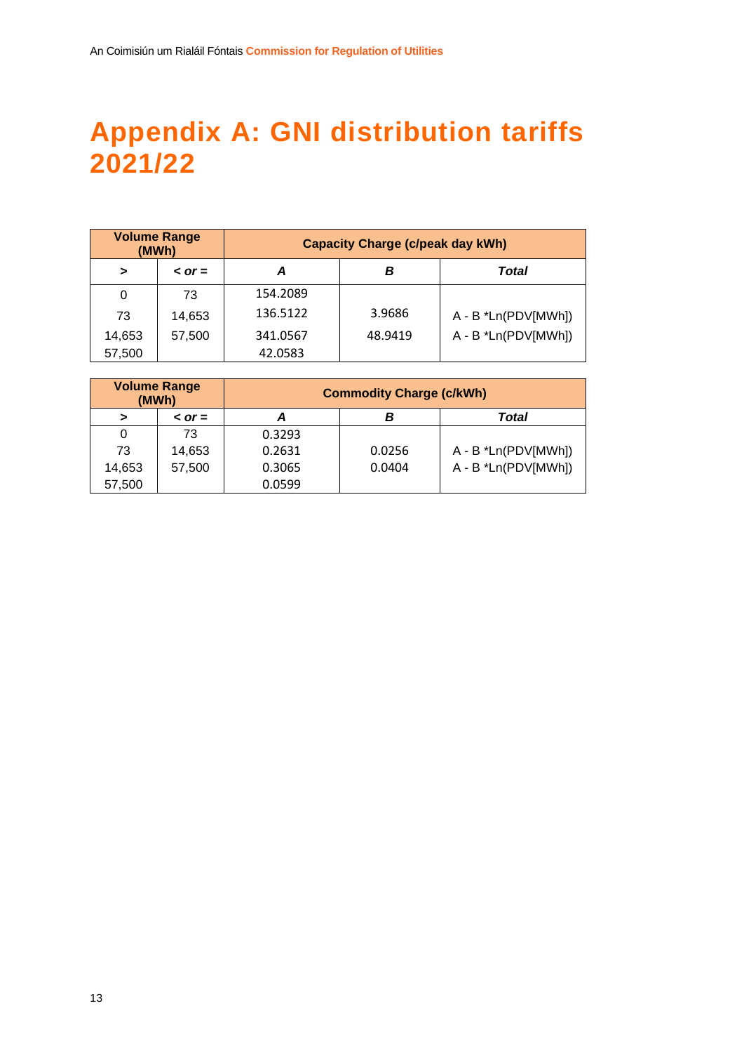# Appendix A: GNI distribution tariffs 2021/22

| Volume Range (MWh) | | Capacity Charge (c/peak day kWh) | | |
|---|---|---|---|---|
| **>** | ***< or =*** | ***A*** | ***B*** | ***Total*** |
| 0 | 73 | 154.2089 | | |
| 73 | 14,653 | 136.5122 | 3.9686 | A - B *Ln(PDV[MWh]) |
| 14,653 | 57,500 | 341.0567 | 48.9419 | A - B *Ln(PDV[MWh]) |
| 57,500 | | 42.0583 | | |

| Volume Range (MWh) | | Commodity Charge (c/kWh) | | |
|---|---|---|---|---|
| **>** | ***< or =*** | ***A*** | ***B*** | ***Total*** |
| 0 | 73 | 0.3293 | | |
| 73 | 14,653 | 0.2631 | 0.0256 | A - B *Ln(PDV[MWh]) |
| 14,653 | 57,500 | 0.3065 | 0.0404 | A - B *Ln(PDV[MWh]) |
| 57,500 | | 0.0599 | | |